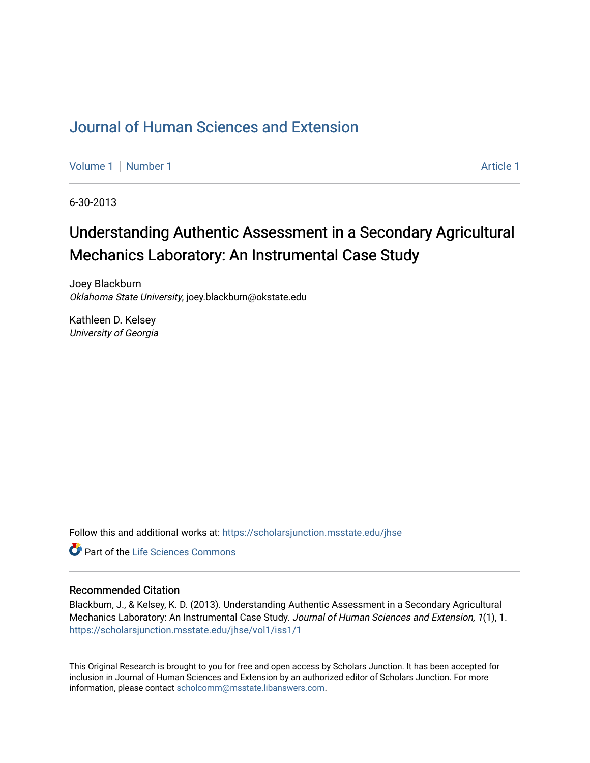# Journal of Human Sciences and Extension

Volume 1 | Number 1 | Article 1

6-30-2013

## Understanding Authentic Assessment in a Secondary Agricultural Mechanics Laboratory: An Instrumental Case Study

Joey Blackburn
*Oklahoma State University*, joey.blackburn@okstate.edu

Kathleen D. Kelsey
*University of Georgia*

Follow this and additional works at: https://scholarsjunction.msstate.edu/jhse

Part of the Life Sciences Commons

### Recommended Citation

Blackburn, J., & Kelsey, K. D. (2013). Understanding Authentic Assessment in a Secondary Agricultural Mechanics Laboratory: An Instrumental Case Study. *Journal of Human Sciences and Extension, 1*(1), 1. https://scholarsjunction.msstate.edu/jhse/vol1/iss1/1

This Original Research is brought to you for free and open access by Scholars Junction. It has been accepted for inclusion in Journal of Human Sciences and Extension by an authorized editor of Scholars Junction. For more information, please contact scholcomm@msstate.libanswers.com.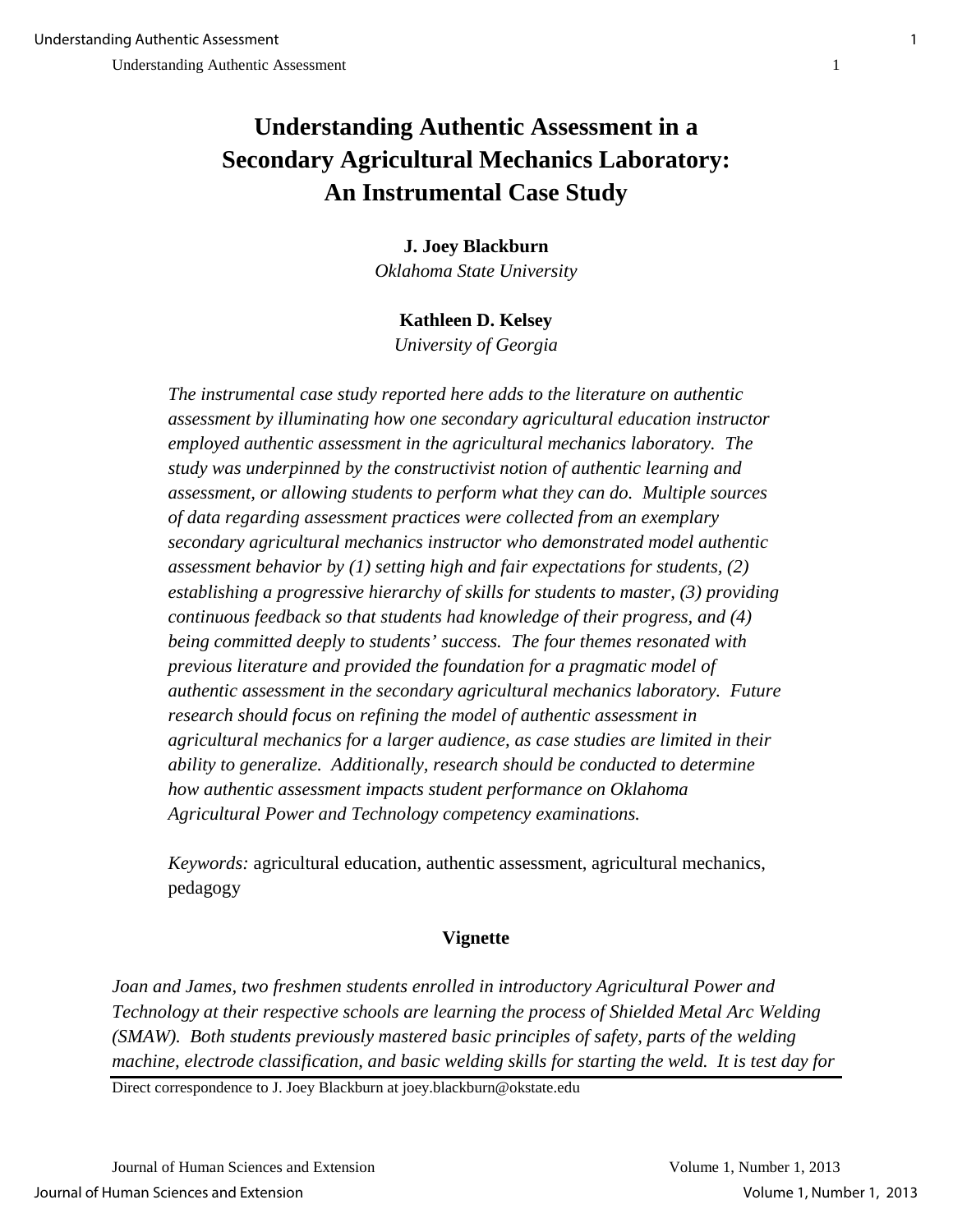# Understanding Authentic Assessment in a Secondary Agricultural Mechanics Laboratory: An Instrumental Case Study

**J. Joey Blackburn**
*Oklahoma State University*

**Kathleen D. Kelsey**
*University of Georgia*

*The instrumental case study reported here adds to the literature on authentic assessment by illuminating how one secondary agricultural education instructor employed authentic assessment in the agricultural mechanics laboratory. The study was underpinned by the constructivist notion of authentic learning and assessment, or allowing students to perform what they can do. Multiple sources of data regarding assessment practices were collected from an exemplary secondary agricultural mechanics instructor who demonstrated model authentic assessment behavior by (1) setting high and fair expectations for students, (2) establishing a progressive hierarchy of skills for students to master, (3) providing continuous feedback so that students had knowledge of their progress, and (4) being committed deeply to students' success. The four themes resonated with previous literature and provided the foundation for a pragmatic model of authentic assessment in the secondary agricultural mechanics laboratory. Future research should focus on refining the model of authentic assessment in agricultural mechanics for a larger audience, as case studies are limited in their ability to generalize. Additionally, research should be conducted to determine how authentic assessment impacts student performance on Oklahoma Agricultural Power and Technology competency examinations.*

*Keywords:* agricultural education, authentic assessment, agricultural mechanics, pedagogy

## Vignette

*Joan and James, two freshmen students enrolled in introductory Agricultural Power and Technology at their respective schools are learning the process of Shielded Metal Arc Welding (SMAW). Both students previously mastered basic principles of safety, parts of the welding machine, electrode classification, and basic welding skills for starting the weld. It is test day for*

Direct correspondence to J. Joey Blackburn at joey.blackburn@okstate.edu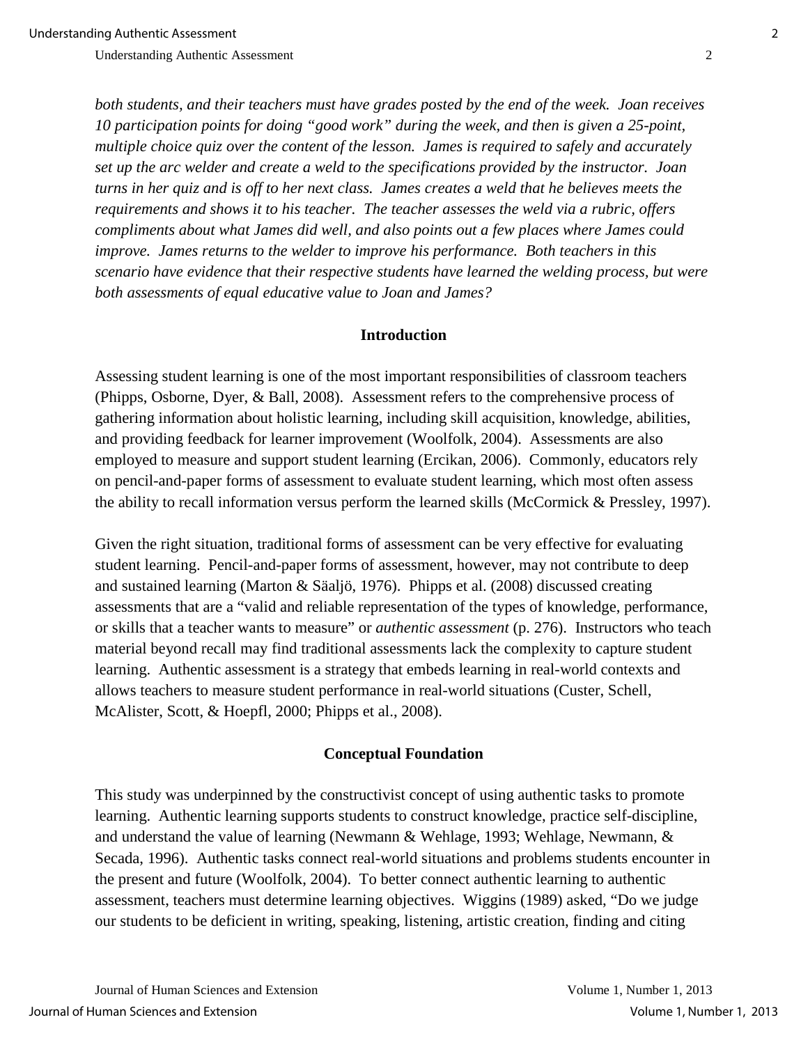*both students, and their teachers must have grades posted by the end of the week. Joan receives 10 participation points for doing "good work" during the week, and then is given a 25-point, multiple choice quiz over the content of the lesson. James is required to safely and accurately set up the arc welder and create a weld to the specifications provided by the instructor. Joan turns in her quiz and is off to her next class. James creates a weld that he believes meets the requirements and shows it to his teacher. The teacher assesses the weld via a rubric, offers compliments about what James did well, and also points out a few places where James could improve. James returns to the welder to improve his performance. Both teachers in this scenario have evidence that their respective students have learned the welding process, but were both assessments of equal educative value to Joan and James?*

## Introduction

Assessing student learning is one of the most important responsibilities of classroom teachers (Phipps, Osborne, Dyer, & Ball, 2008). Assessment refers to the comprehensive process of gathering information about holistic learning, including skill acquisition, knowledge, abilities, and providing feedback for learner improvement (Woolfolk, 2004). Assessments are also employed to measure and support student learning (Ercikan, 2006). Commonly, educators rely on pencil-and-paper forms of assessment to evaluate student learning, which most often assess the ability to recall information versus perform the learned skills (McCormick & Pressley, 1997).

Given the right situation, traditional forms of assessment can be very effective for evaluating student learning. Pencil-and-paper forms of assessment, however, may not contribute to deep and sustained learning (Marton & Säaljö, 1976). Phipps et al. (2008) discussed creating assessments that are a "valid and reliable representation of the types of knowledge, performance, or skills that a teacher wants to measure" or *authentic assessment* (p. 276). Instructors who teach material beyond recall may find traditional assessments lack the complexity to capture student learning. Authentic assessment is a strategy that embeds learning in real-world contexts and allows teachers to measure student performance in real-world situations (Custer, Schell, McAlister, Scott, & Hoepfl, 2000; Phipps et al., 2008).

## Conceptual Foundation

This study was underpinned by the constructivist concept of using authentic tasks to promote learning. Authentic learning supports students to construct knowledge, practice self-discipline, and understand the value of learning (Newmann & Wehlage, 1993; Wehlage, Newmann, & Secada, 1996). Authentic tasks connect real-world situations and problems students encounter in the present and future (Woolfolk, 2004). To better connect authentic learning to authentic assessment, teachers must determine learning objectives. Wiggins (1989) asked, "Do we judge our students to be deficient in writing, speaking, listening, artistic creation, finding and citing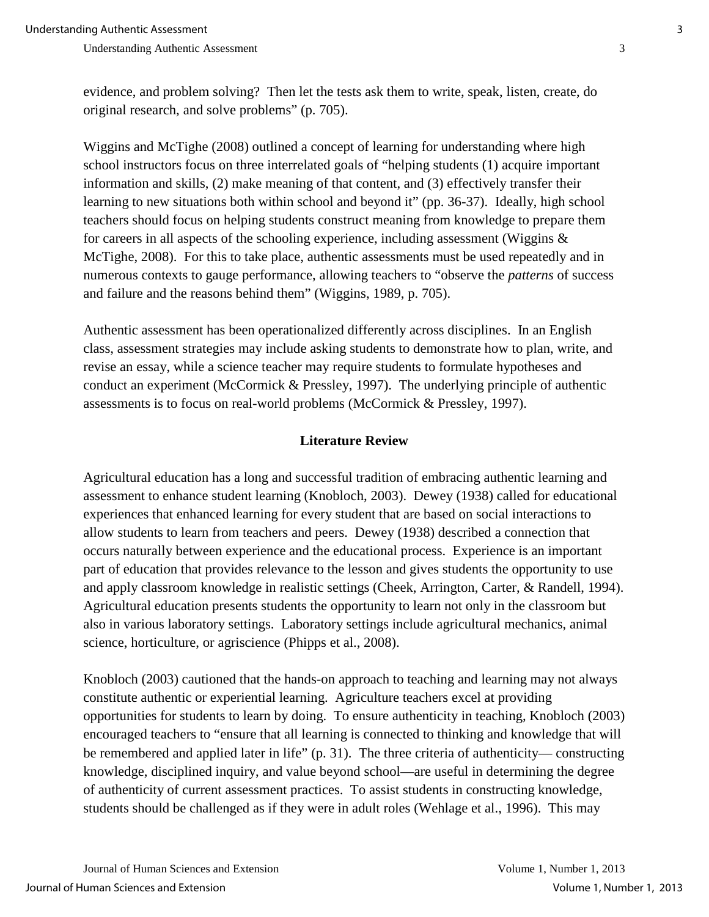evidence, and problem solving? Then let the tests ask them to write, speak, listen, create, do original research, and solve problems" (p. 705).

Wiggins and McTighe (2008) outlined a concept of learning for understanding where high school instructors focus on three interrelated goals of "helping students (1) acquire important information and skills, (2) make meaning of that content, and (3) effectively transfer their learning to new situations both within school and beyond it" (pp. 36-37). Ideally, high school teachers should focus on helping students construct meaning from knowledge to prepare them for careers in all aspects of the schooling experience, including assessment (Wiggins & McTighe, 2008). For this to take place, authentic assessments must be used repeatedly and in numerous contexts to gauge performance, allowing teachers to "observe the *patterns* of success and failure and the reasons behind them" (Wiggins, 1989, p. 705).

Authentic assessment has been operationalized differently across disciplines. In an English class, assessment strategies may include asking students to demonstrate how to plan, write, and revise an essay, while a science teacher may require students to formulate hypotheses and conduct an experiment (McCormick & Pressley, 1997). The underlying principle of authentic assessments is to focus on real-world problems (McCormick & Pressley, 1997).

## Literature Review

Agricultural education has a long and successful tradition of embracing authentic learning and assessment to enhance student learning (Knobloch, 2003). Dewey (1938) called for educational experiences that enhanced learning for every student that are based on social interactions to allow students to learn from teachers and peers. Dewey (1938) described a connection that occurs naturally between experience and the educational process. Experience is an important part of education that provides relevance to the lesson and gives students the opportunity to use and apply classroom knowledge in realistic settings (Cheek, Arrington, Carter, & Randell, 1994). Agricultural education presents students the opportunity to learn not only in the classroom but also in various laboratory settings. Laboratory settings include agricultural mechanics, animal science, horticulture, or agriscience (Phipps et al., 2008).

Knobloch (2003) cautioned that the hands-on approach to teaching and learning may not always constitute authentic or experiential learning. Agriculture teachers excel at providing opportunities for students to learn by doing. To ensure authenticity in teaching, Knobloch (2003) encouraged teachers to "ensure that all learning is connected to thinking and knowledge that will be remembered and applied later in life" (p. 31). The three criteria of authenticity— constructing knowledge, disciplined inquiry, and value beyond school—are useful in determining the degree of authenticity of current assessment practices. To assist students in constructing knowledge, students should be challenged as if they were in adult roles (Wehlage et al., 1996). This may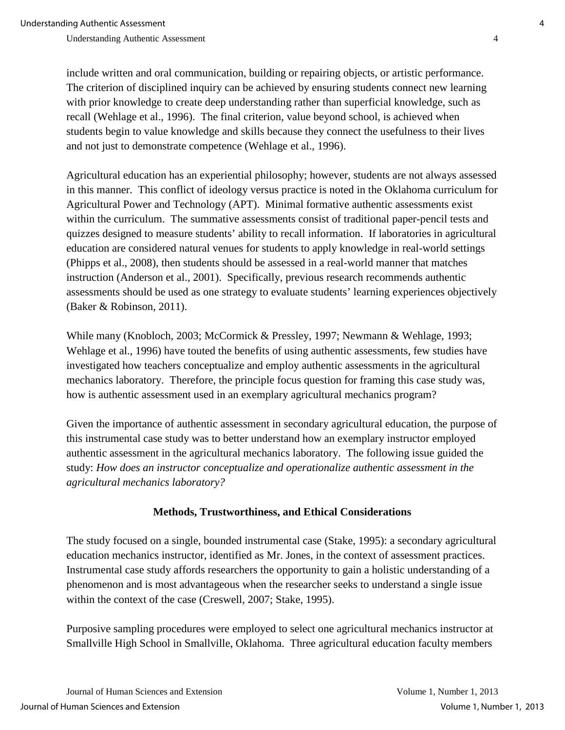include written and oral communication, building or repairing objects, or artistic performance. The criterion of disciplined inquiry can be achieved by ensuring students connect new learning with prior knowledge to create deep understanding rather than superficial knowledge, such as recall (Wehlage et al., 1996). The final criterion, value beyond school, is achieved when students begin to value knowledge and skills because they connect the usefulness to their lives and not just to demonstrate competence (Wehlage et al., 1996).

Agricultural education has an experiential philosophy; however, students are not always assessed in this manner. This conflict of ideology versus practice is noted in the Oklahoma curriculum for Agricultural Power and Technology (APT). Minimal formative authentic assessments exist within the curriculum. The summative assessments consist of traditional paper-pencil tests and quizzes designed to measure students' ability to recall information. If laboratories in agricultural education are considered natural venues for students to apply knowledge in real-world settings (Phipps et al., 2008), then students should be assessed in a real-world manner that matches instruction (Anderson et al., 2001). Specifically, previous research recommends authentic assessments should be used as one strategy to evaluate students' learning experiences objectively (Baker & Robinson, 2011).

While many (Knobloch, 2003; McCormick & Pressley, 1997; Newmann & Wehlage, 1993; Wehlage et al., 1996) have touted the benefits of using authentic assessments, few studies have investigated how teachers conceptualize and employ authentic assessments in the agricultural mechanics laboratory. Therefore, the principle focus question for framing this case study was, how is authentic assessment used in an exemplary agricultural mechanics program?

Given the importance of authentic assessment in secondary agricultural education, the purpose of this instrumental case study was to better understand how an exemplary instructor employed authentic assessment in the agricultural mechanics laboratory. The following issue guided the study: *How does an instructor conceptualize and operationalize authentic assessment in the agricultural mechanics laboratory?*

## Methods, Trustworthiness, and Ethical Considerations

The study focused on a single, bounded instrumental case (Stake, 1995): a secondary agricultural education mechanics instructor, identified as Mr. Jones, in the context of assessment practices. Instrumental case study affords researchers the opportunity to gain a holistic understanding of a phenomenon and is most advantageous when the researcher seeks to understand a single issue within the context of the case (Creswell, 2007; Stake, 1995).

Purposive sampling procedures were employed to select one agricultural mechanics instructor at Smallville High School in Smallville, Oklahoma. Three agricultural education faculty members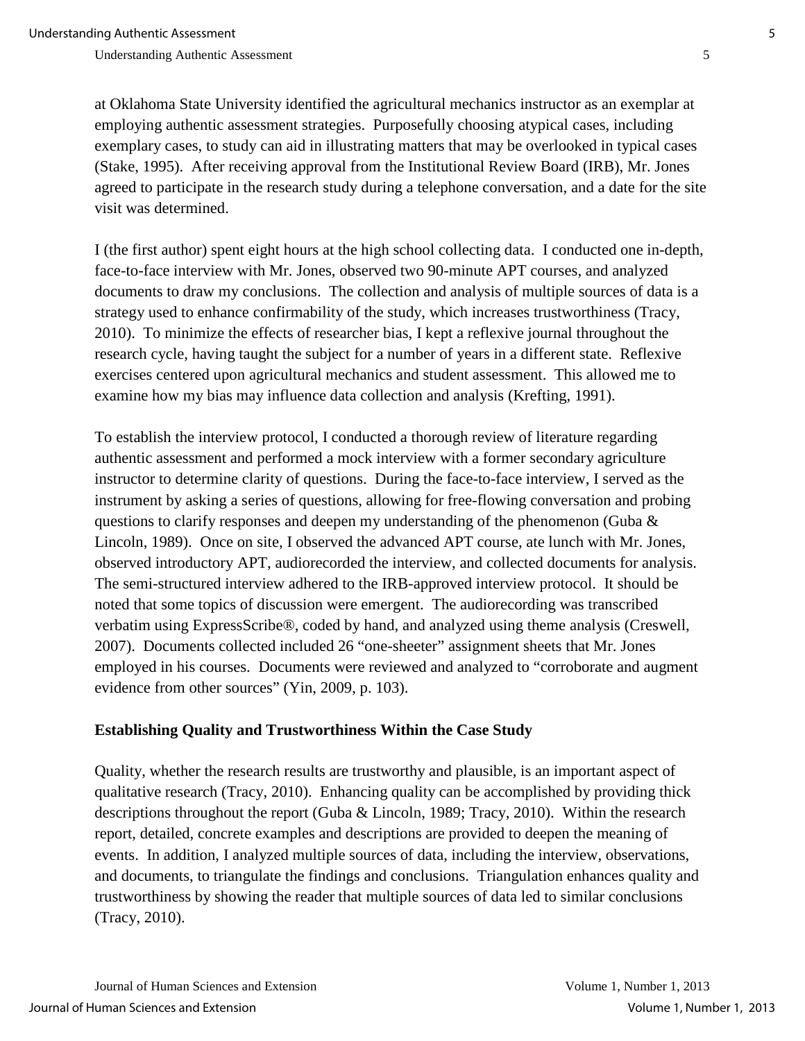at Oklahoma State University identified the agricultural mechanics instructor as an exemplar at employing authentic assessment strategies. Purposefully choosing atypical cases, including exemplary cases, to study can aid in illustrating matters that may be overlooked in typical cases (Stake, 1995). After receiving approval from the Institutional Review Board (IRB), Mr. Jones agreed to participate in the research study during a telephone conversation, and a date for the site visit was determined.

I (the first author) spent eight hours at the high school collecting data. I conducted one in-depth, face-to-face interview with Mr. Jones, observed two 90-minute APT courses, and analyzed documents to draw my conclusions. The collection and analysis of multiple sources of data is a strategy used to enhance confirmability of the study, which increases trustworthiness (Tracy, 2010). To minimize the effects of researcher bias, I kept a reflexive journal throughout the research cycle, having taught the subject for a number of years in a different state. Reflexive exercises centered upon agricultural mechanics and student assessment. This allowed me to examine how my bias may influence data collection and analysis (Krefting, 1991).

To establish the interview protocol, I conducted a thorough review of literature regarding authentic assessment and performed a mock interview with a former secondary agriculture instructor to determine clarity of questions. During the face-to-face interview, I served as the instrument by asking a series of questions, allowing for free-flowing conversation and probing questions to clarify responses and deepen my understanding of the phenomenon (Guba & Lincoln, 1989). Once on site, I observed the advanced APT course, ate lunch with Mr. Jones, observed introductory APT, audiorecorded the interview, and collected documents for analysis. The semi-structured interview adhered to the IRB-approved interview protocol. It should be noted that some topics of discussion were emergent. The audiorecording was transcribed verbatim using ExpressScribe®, coded by hand, and analyzed using theme analysis (Creswell, 2007). Documents collected included 26 "one-sheeter" assignment sheets that Mr. Jones employed in his courses. Documents were reviewed and analyzed to "corroborate and augment evidence from other sources" (Yin, 2009, p. 103).

**Establishing Quality and Trustworthiness Within the Case Study**

Quality, whether the research results are trustworthy and plausible, is an important aspect of qualitative research (Tracy, 2010). Enhancing quality can be accomplished by providing thick descriptions throughout the report (Guba & Lincoln, 1989; Tracy, 2010). Within the research report, detailed, concrete examples and descriptions are provided to deepen the meaning of events. In addition, I analyzed multiple sources of data, including the interview, observations, and documents, to triangulate the findings and conclusions. Triangulation enhances quality and trustworthiness by showing the reader that multiple sources of data led to similar conclusions (Tracy, 2010).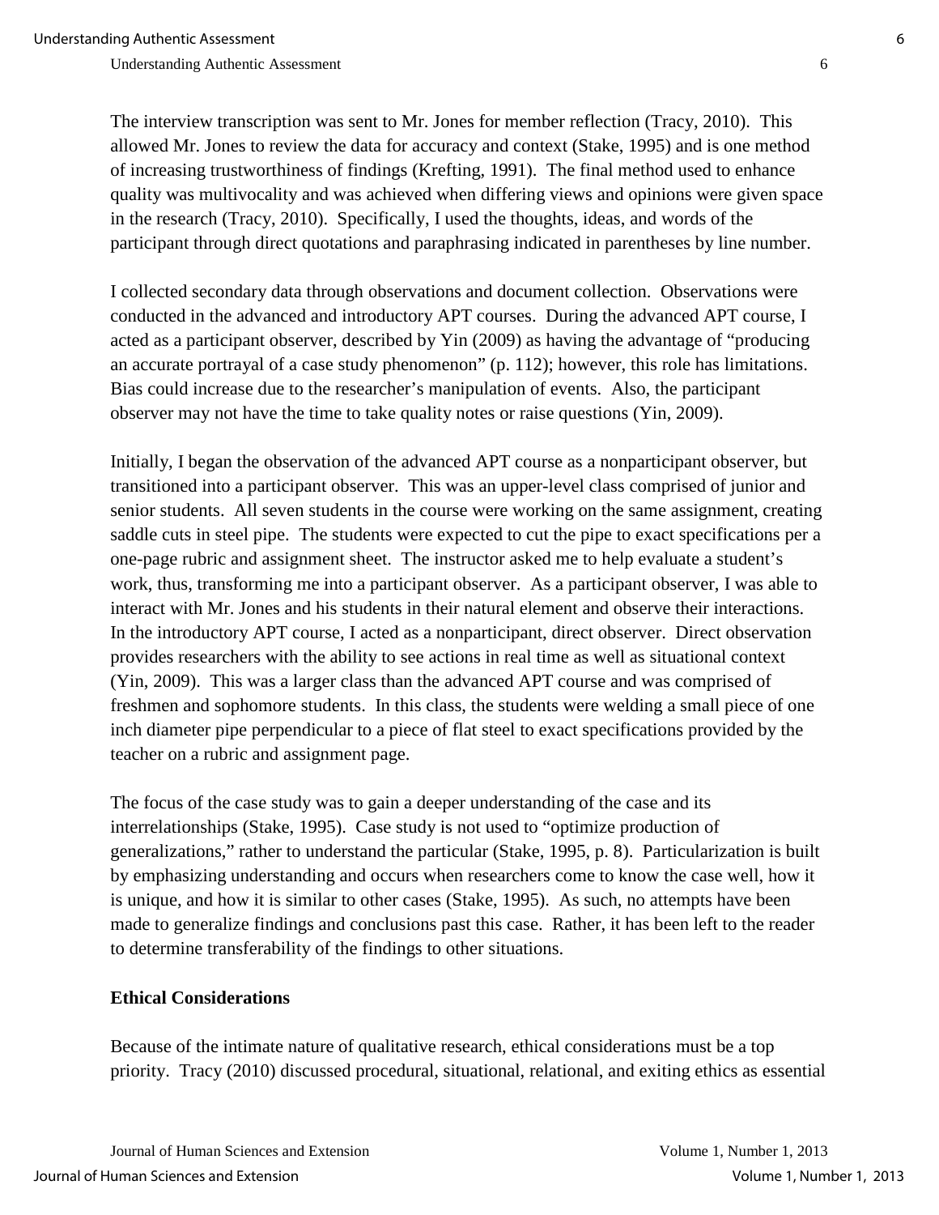The interview transcription was sent to Mr. Jones for member reflection (Tracy, 2010). This allowed Mr. Jones to review the data for accuracy and context (Stake, 1995) and is one method of increasing trustworthiness of findings (Krefting, 1991). The final method used to enhance quality was multivocality and was achieved when differing views and opinions were given space in the research (Tracy, 2010). Specifically, I used the thoughts, ideas, and words of the participant through direct quotations and paraphrasing indicated in parentheses by line number.

I collected secondary data through observations and document collection. Observations were conducted in the advanced and introductory APT courses. During the advanced APT course, I acted as a participant observer, described by Yin (2009) as having the advantage of "producing an accurate portrayal of a case study phenomenon" (p. 112); however, this role has limitations. Bias could increase due to the researcher's manipulation of events. Also, the participant observer may not have the time to take quality notes or raise questions (Yin, 2009).

Initially, I began the observation of the advanced APT course as a nonparticipant observer, but transitioned into a participant observer. This was an upper-level class comprised of junior and senior students. All seven students in the course were working on the same assignment, creating saddle cuts in steel pipe. The students were expected to cut the pipe to exact specifications per a one-page rubric and assignment sheet. The instructor asked me to help evaluate a student's work, thus, transforming me into a participant observer. As a participant observer, I was able to interact with Mr. Jones and his students in their natural element and observe their interactions. In the introductory APT course, I acted as a nonparticipant, direct observer. Direct observation provides researchers with the ability to see actions in real time as well as situational context (Yin, 2009). This was a larger class than the advanced APT course and was comprised of freshmen and sophomore students. In this class, the students were welding a small piece of one inch diameter pipe perpendicular to a piece of flat steel to exact specifications provided by the teacher on a rubric and assignment page.

The focus of the case study was to gain a deeper understanding of the case and its interrelationships (Stake, 1995). Case study is not used to "optimize production of generalizations," rather to understand the particular (Stake, 1995, p. 8). Particularization is built by emphasizing understanding and occurs when researchers come to know the case well, how it is unique, and how it is similar to other cases (Stake, 1995). As such, no attempts have been made to generalize findings and conclusions past this case. Rather, it has been left to the reader to determine transferability of the findings to other situations.

### Ethical Considerations

Because of the intimate nature of qualitative research, ethical considerations must be a top priority. Tracy (2010) discussed procedural, situational, relational, and exiting ethics as essential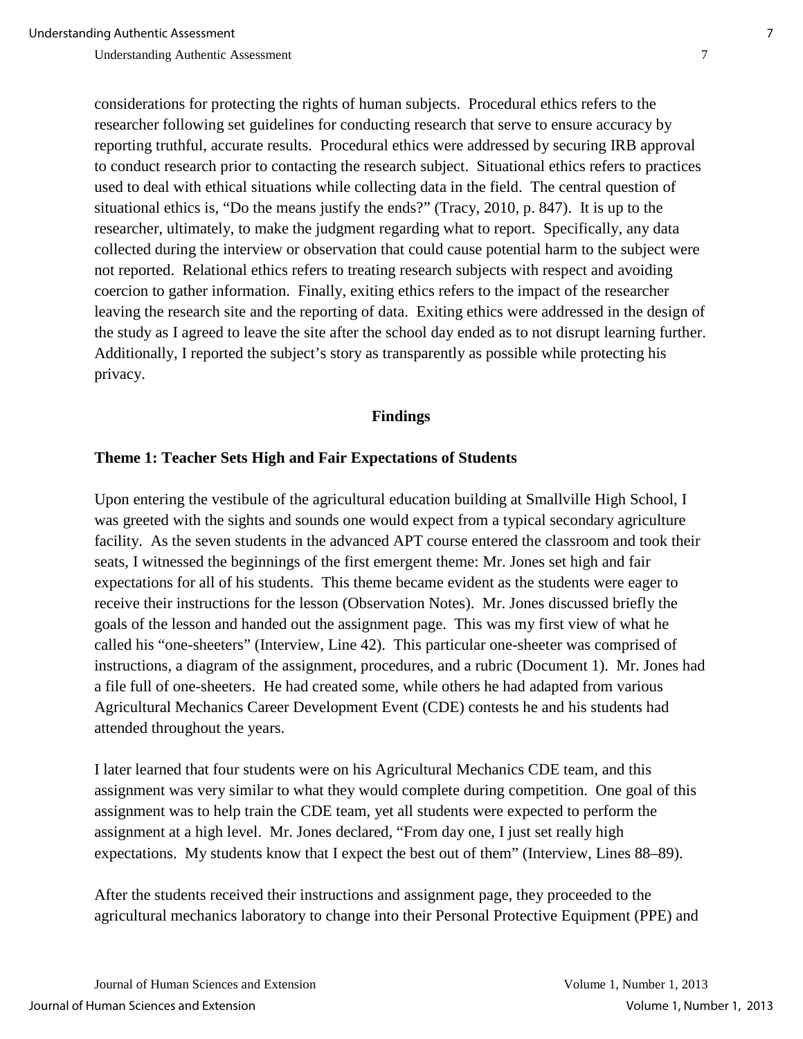considerations for protecting the rights of human subjects. Procedural ethics refers to the researcher following set guidelines for conducting research that serve to ensure accuracy by reporting truthful, accurate results. Procedural ethics were addressed by securing IRB approval to conduct research prior to contacting the research subject. Situational ethics refers to practices used to deal with ethical situations while collecting data in the field. The central question of situational ethics is, "Do the means justify the ends?" (Tracy, 2010, p. 847). It is up to the researcher, ultimately, to make the judgment regarding what to report. Specifically, any data collected during the interview or observation that could cause potential harm to the subject were not reported. Relational ethics refers to treating research subjects with respect and avoiding coercion to gather information. Finally, exiting ethics refers to the impact of the researcher leaving the research site and the reporting of data. Exiting ethics were addressed in the design of the study as I agreed to leave the site after the school day ended as to not disrupt learning further. Additionally, I reported the subject's story as transparently as possible while protecting his privacy.

## Findings

### Theme 1: Teacher Sets High and Fair Expectations of Students

Upon entering the vestibule of the agricultural education building at Smallville High School, I was greeted with the sights and sounds one would expect from a typical secondary agriculture facility. As the seven students in the advanced APT course entered the classroom and took their seats, I witnessed the beginnings of the first emergent theme: Mr. Jones set high and fair expectations for all of his students. This theme became evident as the students were eager to receive their instructions for the lesson (Observation Notes). Mr. Jones discussed briefly the goals of the lesson and handed out the assignment page. This was my first view of what he called his "one-sheeters" (Interview, Line 42). This particular one-sheeter was comprised of instructions, a diagram of the assignment, procedures, and a rubric (Document 1). Mr. Jones had a file full of one-sheeters. He had created some, while others he had adapted from various Agricultural Mechanics Career Development Event (CDE) contests he and his students had attended throughout the years.

I later learned that four students were on his Agricultural Mechanics CDE team, and this assignment was very similar to what they would complete during competition. One goal of this assignment was to help train the CDE team, yet all students were expected to perform the assignment at a high level. Mr. Jones declared, "From day one, I just set really high expectations. My students know that I expect the best out of them" (Interview, Lines 88–89).

After the students received their instructions and assignment page, they proceeded to the agricultural mechanics laboratory to change into their Personal Protective Equipment (PPE) and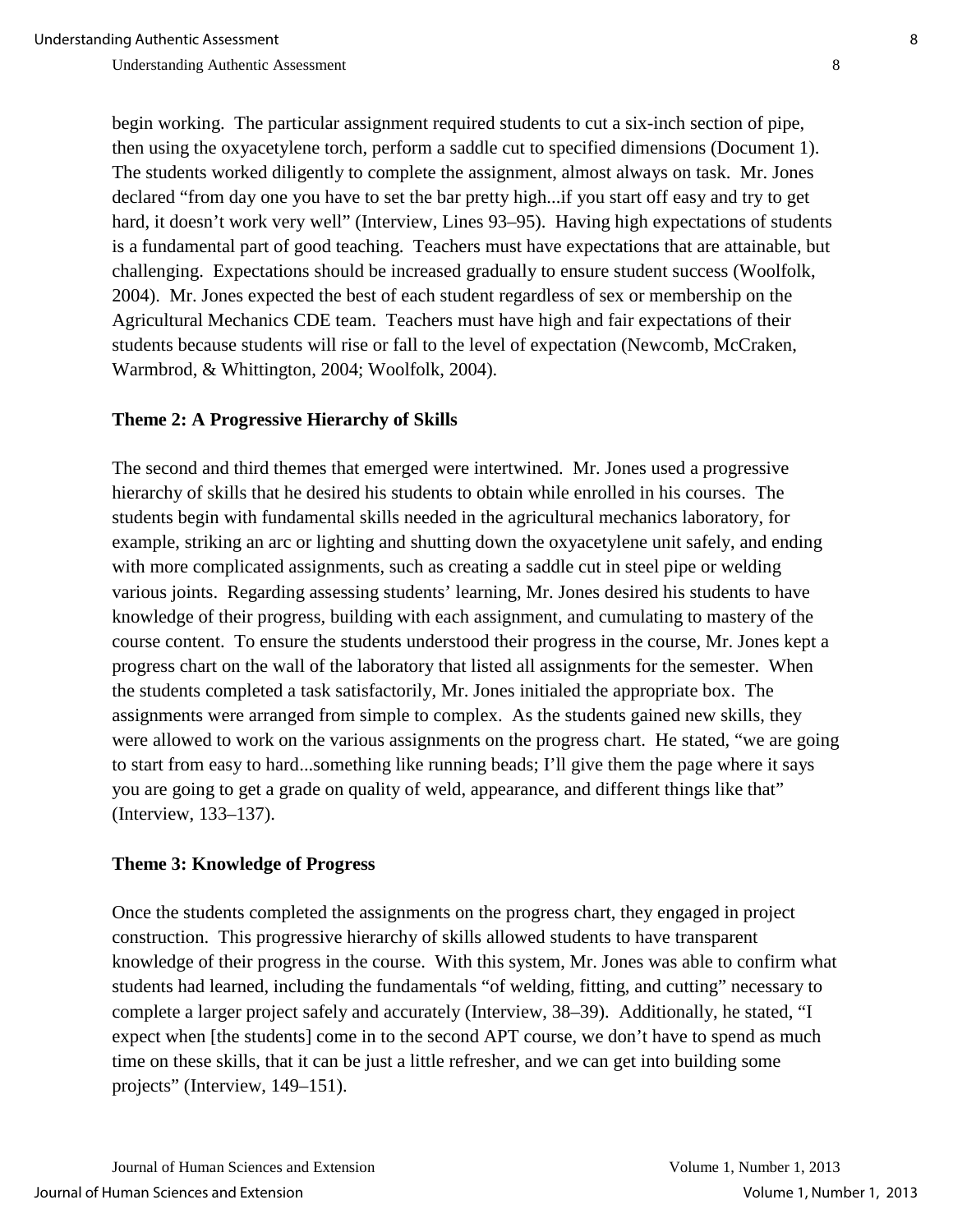begin working. The particular assignment required students to cut a six-inch section of pipe, then using the oxyacetylene torch, perform a saddle cut to specified dimensions (Document 1). The students worked diligently to complete the assignment, almost always on task. Mr. Jones declared "from day one you have to set the bar pretty high...if you start off easy and try to get hard, it doesn't work very well" (Interview, Lines 93–95). Having high expectations of students is a fundamental part of good teaching. Teachers must have expectations that are attainable, but challenging. Expectations should be increased gradually to ensure student success (Woolfolk, 2004). Mr. Jones expected the best of each student regardless of sex or membership on the Agricultural Mechanics CDE team. Teachers must have high and fair expectations of their students because students will rise or fall to the level of expectation (Newcomb, McCraken, Warmbrod, & Whittington, 2004; Woolfolk, 2004).

### Theme 2: A Progressive Hierarchy of Skills

The second and third themes that emerged were intertwined. Mr. Jones used a progressive hierarchy of skills that he desired his students to obtain while enrolled in his courses. The students begin with fundamental skills needed in the agricultural mechanics laboratory, for example, striking an arc or lighting and shutting down the oxyacetylene unit safely, and ending with more complicated assignments, such as creating a saddle cut in steel pipe or welding various joints. Regarding assessing students' learning, Mr. Jones desired his students to have knowledge of their progress, building with each assignment, and cumulating to mastery of the course content. To ensure the students understood their progress in the course, Mr. Jones kept a progress chart on the wall of the laboratory that listed all assignments for the semester. When the students completed a task satisfactorily, Mr. Jones initialed the appropriate box. The assignments were arranged from simple to complex. As the students gained new skills, they were allowed to work on the various assignments on the progress chart. He stated, "we are going to start from easy to hard...something like running beads; I'll give them the page where it says you are going to get a grade on quality of weld, appearance, and different things like that" (Interview, 133–137).

### Theme 3: Knowledge of Progress

Once the students completed the assignments on the progress chart, they engaged in project construction. This progressive hierarchy of skills allowed students to have transparent knowledge of their progress in the course. With this system, Mr. Jones was able to confirm what students had learned, including the fundamentals "of welding, fitting, and cutting" necessary to complete a larger project safely and accurately (Interview, 38–39). Additionally, he stated, "I expect when [the students] come in to the second APT course, we don't have to spend as much time on these skills, that it can be just a little refresher, and we can get into building some projects" (Interview, 149–151).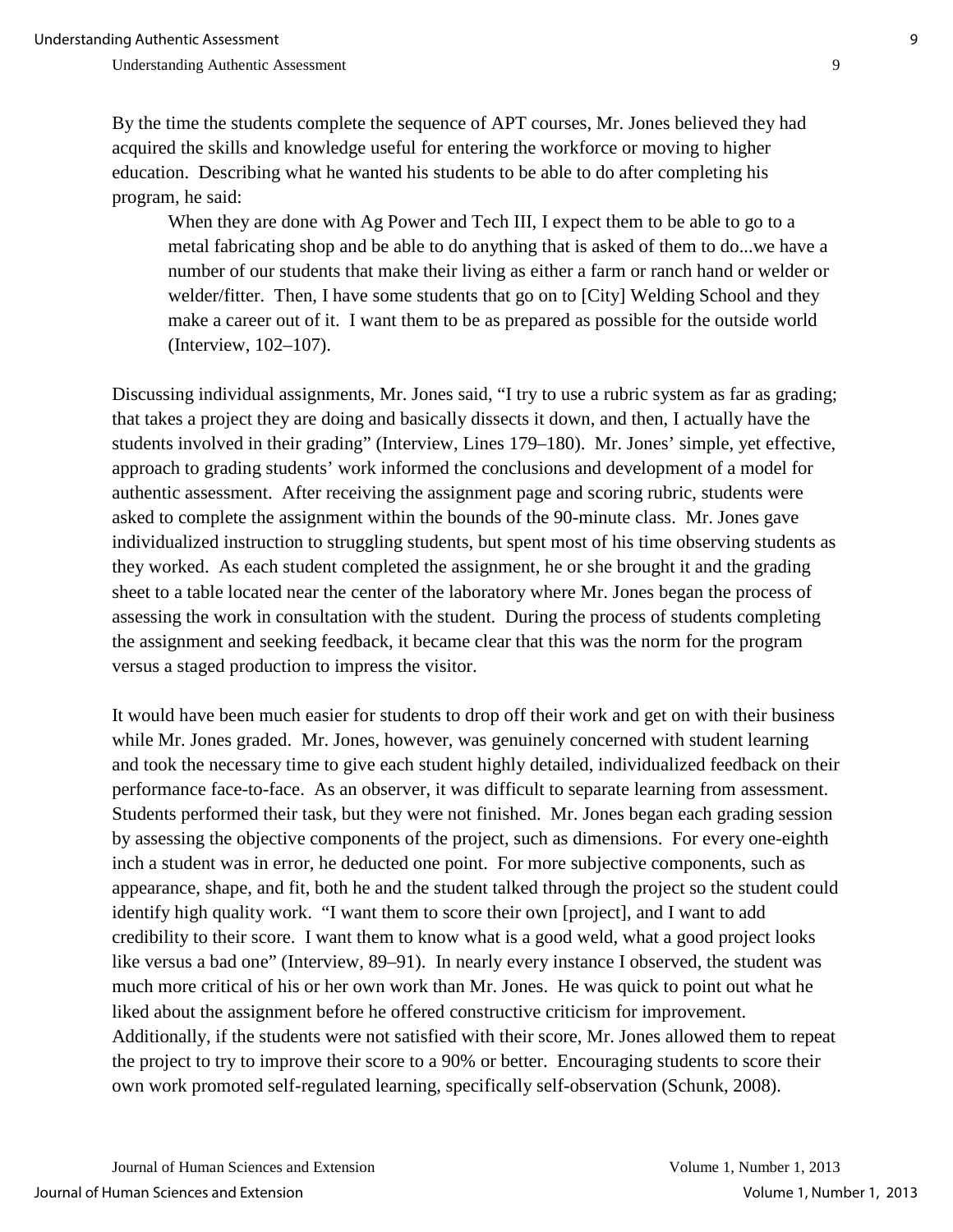By the time the students complete the sequence of APT courses, Mr. Jones believed they had acquired the skills and knowledge useful for entering the workforce or moving to higher education. Describing what he wanted his students to be able to do after completing his program, he said:

> When they are done with Ag Power and Tech III, I expect them to be able to go to a metal fabricating shop and be able to do anything that is asked of them to do...we have a number of our students that make their living as either a farm or ranch hand or welder or welder/fitter. Then, I have some students that go on to [City] Welding School and they make a career out of it. I want them to be as prepared as possible for the outside world (Interview, 102–107).

Discussing individual assignments, Mr. Jones said, "I try to use a rubric system as far as grading; that takes a project they are doing and basically dissects it down, and then, I actually have the students involved in their grading" (Interview, Lines 179–180). Mr. Jones' simple, yet effective, approach to grading students' work informed the conclusions and development of a model for authentic assessment. After receiving the assignment page and scoring rubric, students were asked to complete the assignment within the bounds of the 90-minute class. Mr. Jones gave individualized instruction to struggling students, but spent most of his time observing students as they worked. As each student completed the assignment, he or she brought it and the grading sheet to a table located near the center of the laboratory where Mr. Jones began the process of assessing the work in consultation with the student. During the process of students completing the assignment and seeking feedback, it became clear that this was the norm for the program versus a staged production to impress the visitor.

It would have been much easier for students to drop off their work and get on with their business while Mr. Jones graded. Mr. Jones, however, was genuinely concerned with student learning and took the necessary time to give each student highly detailed, individualized feedback on their performance face-to-face. As an observer, it was difficult to separate learning from assessment. Students performed their task, but they were not finished. Mr. Jones began each grading session by assessing the objective components of the project, such as dimensions. For every one-eighth inch a student was in error, he deducted one point. For more subjective components, such as appearance, shape, and fit, both he and the student talked through the project so the student could identify high quality work. "I want them to score their own [project], and I want to add credibility to their score. I want them to know what is a good weld, what a good project looks like versus a bad one" (Interview, 89–91). In nearly every instance I observed, the student was much more critical of his or her own work than Mr. Jones. He was quick to point out what he liked about the assignment before he offered constructive criticism for improvement. Additionally, if the students were not satisfied with their score, Mr. Jones allowed them to repeat the project to try to improve their score to a 90% or better. Encouraging students to score their own work promoted self-regulated learning, specifically self-observation (Schunk, 2008).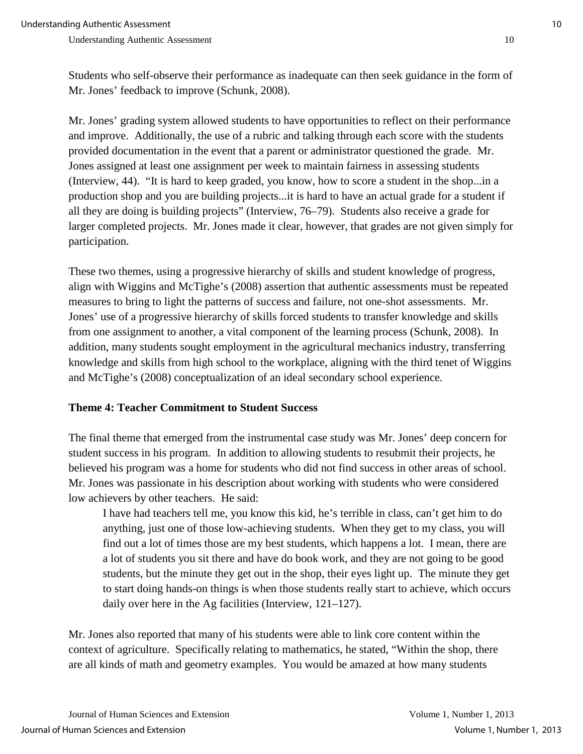Students who self-observe their performance as inadequate can then seek guidance in the form of Mr. Jones' feedback to improve (Schunk, 2008).

Mr. Jones' grading system allowed students to have opportunities to reflect on their performance and improve. Additionally, the use of a rubric and talking through each score with the students provided documentation in the event that a parent or administrator questioned the grade. Mr. Jones assigned at least one assignment per week to maintain fairness in assessing students (Interview, 44). "It is hard to keep graded, you know, how to score a student in the shop...in a production shop and you are building projects...it is hard to have an actual grade for a student if all they are doing is building projects" (Interview, 76–79). Students also receive a grade for larger completed projects. Mr. Jones made it clear, however, that grades are not given simply for participation.

These two themes, using a progressive hierarchy of skills and student knowledge of progress, align with Wiggins and McTighe's (2008) assertion that authentic assessments must be repeated measures to bring to light the patterns of success and failure, not one-shot assessments. Mr. Jones' use of a progressive hierarchy of skills forced students to transfer knowledge and skills from one assignment to another, a vital component of the learning process (Schunk, 2008). In addition, many students sought employment in the agricultural mechanics industry, transferring knowledge and skills from high school to the workplace, aligning with the third tenet of Wiggins and McTighe's (2008) conceptualization of an ideal secondary school experience.

### Theme 4: Teacher Commitment to Student Success

The final theme that emerged from the instrumental case study was Mr. Jones' deep concern for student success in his program. In addition to allowing students to resubmit their projects, he believed his program was a home for students who did not find success in other areas of school. Mr. Jones was passionate in his description about working with students who were considered low achievers by other teachers. He said:

> I have had teachers tell me, you know this kid, he's terrible in class, can't get him to do anything, just one of those low-achieving students. When they get to my class, you will find out a lot of times those are my best students, which happens a lot. I mean, there are a lot of students you sit there and have do book work, and they are not going to be good students, but the minute they get out in the shop, their eyes light up. The minute they get to start doing hands-on things is when those students really start to achieve, which occurs daily over here in the Ag facilities (Interview, 121–127).

Mr. Jones also reported that many of his students were able to link core content within the context of agriculture. Specifically relating to mathematics, he stated, "Within the shop, there are all kinds of math and geometry examples. You would be amazed at how many students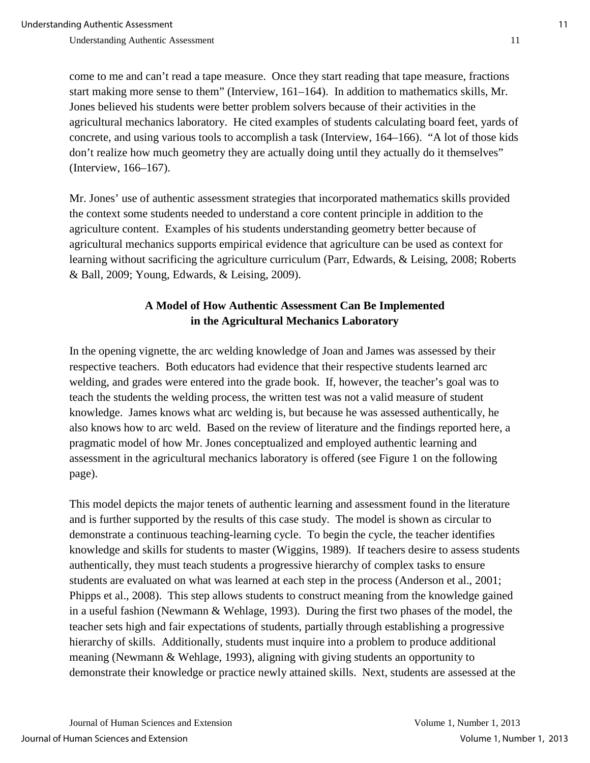come to me and can't read a tape measure. Once they start reading that tape measure, fractions start making more sense to them" (Interview, 161–164). In addition to mathematics skills, Mr. Jones believed his students were better problem solvers because of their activities in the agricultural mechanics laboratory. He cited examples of students calculating board feet, yards of concrete, and using various tools to accomplish a task (Interview, 164–166). "A lot of those kids don't realize how much geometry they are actually doing until they actually do it themselves" (Interview, 166–167).

Mr. Jones' use of authentic assessment strategies that incorporated mathematics skills provided the context some students needed to understand a core content principle in addition to the agriculture content. Examples of his students understanding geometry better because of agricultural mechanics supports empirical evidence that agriculture can be used as context for learning without sacrificing the agriculture curriculum (Parr, Edwards, & Leising, 2008; Roberts & Ball, 2009; Young, Edwards, & Leising, 2009).

## A Model of How Authentic Assessment Can Be Implemented in the Agricultural Mechanics Laboratory

In the opening vignette, the arc welding knowledge of Joan and James was assessed by their respective teachers. Both educators had evidence that their respective students learned arc welding, and grades were entered into the grade book. If, however, the teacher's goal was to teach the students the welding process, the written test was not a valid measure of student knowledge. James knows what arc welding is, but because he was assessed authentically, he also knows how to arc weld. Based on the review of literature and the findings reported here, a pragmatic model of how Mr. Jones conceptualized and employed authentic learning and assessment in the agricultural mechanics laboratory is offered (see Figure 1 on the following page).

This model depicts the major tenets of authentic learning and assessment found in the literature and is further supported by the results of this case study. The model is shown as circular to demonstrate a continuous teaching-learning cycle. To begin the cycle, the teacher identifies knowledge and skills for students to master (Wiggins, 1989). If teachers desire to assess students authentically, they must teach students a progressive hierarchy of complex tasks to ensure students are evaluated on what was learned at each step in the process (Anderson et al., 2001; Phipps et al., 2008). This step allows students to construct meaning from the knowledge gained in a useful fashion (Newmann & Wehlage, 1993). During the first two phases of the model, the teacher sets high and fair expectations of students, partially through establishing a progressive hierarchy of skills. Additionally, students must inquire into a problem to produce additional meaning (Newmann & Wehlage, 1993), aligning with giving students an opportunity to demonstrate their knowledge or practice newly attained skills. Next, students are assessed at the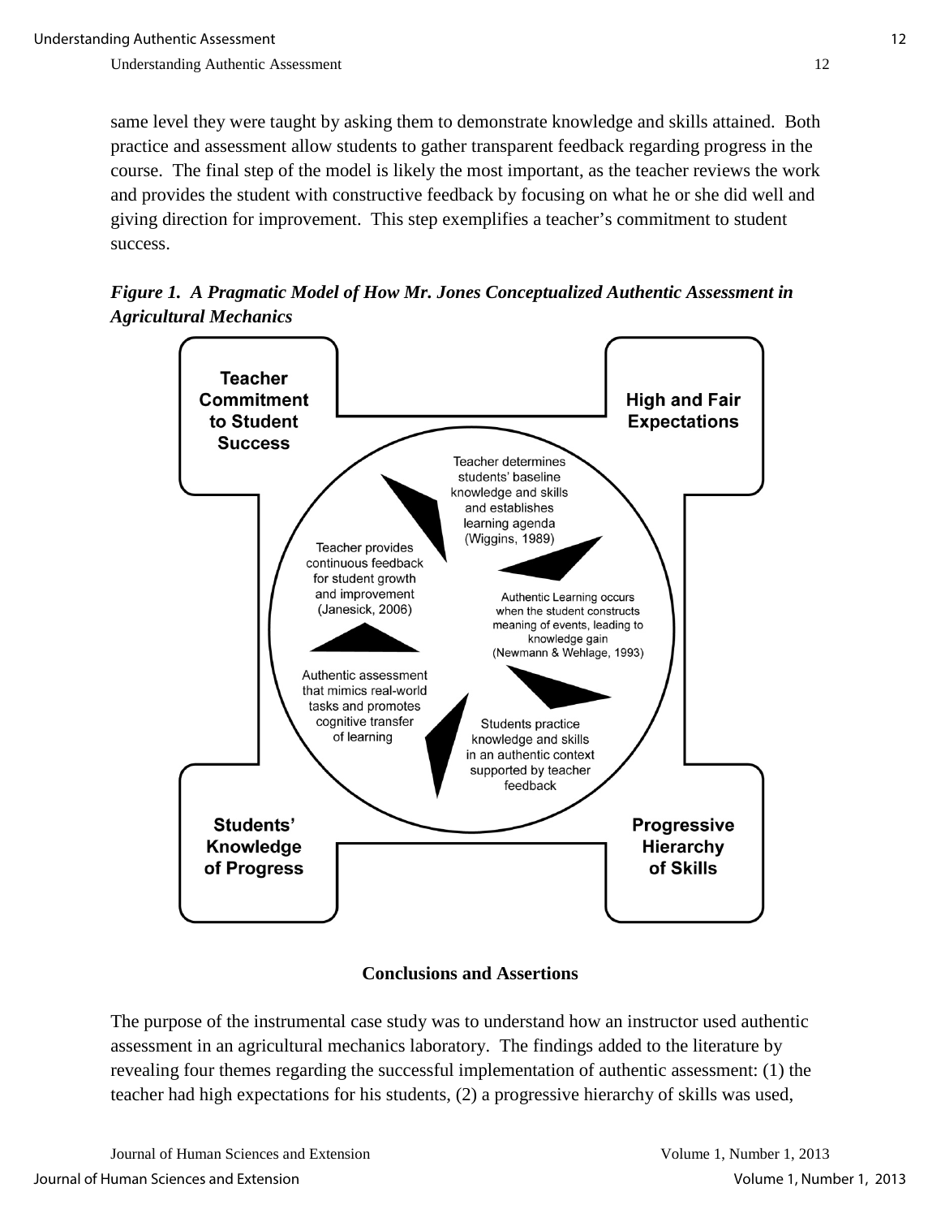same level they were taught by asking them to demonstrate knowledge and skills attained. Both practice and assessment allow students to gather transparent feedback regarding progress in the course. The final step of the model is likely the most important, as the teacher reviews the work and provides the student with constructive feedback by focusing on what he or she did well and giving direction for improvement. This step exemplifies a teacher's commitment to student success.

***Figure 1. A Pragmatic Model of How Mr. Jones Conceptualized Authentic Assessment in Agricultural Mechanics***

**Teacher Commitment to Student Success**

**High and Fair Expectations**

**Students' Knowledge of Progress**

**Progressive Hierarchy of Skills**

Teacher determines students' baseline knowledge and skills and establishes learning agenda (Wiggins, 1989)

Authentic Learning occurs when the student constructs meaning of events, leading to knowledge gain (Newmann & Wehlage, 1993)

Students practice knowledge and skills in an authentic context supported by teacher feedback

Authentic assessment that mimics real-world tasks and promotes cognitive transfer of learning

Teacher provides continuous feedback for student growth and improvement (Janesick, 2006)

## Conclusions and Assertions

The purpose of the instrumental case study was to understand how an instructor used authentic assessment in an agricultural mechanics laboratory. The findings added to the literature by revealing four themes regarding the successful implementation of authentic assessment: (1) the teacher had high expectations for his students, (2) a progressive hierarchy of skills was used,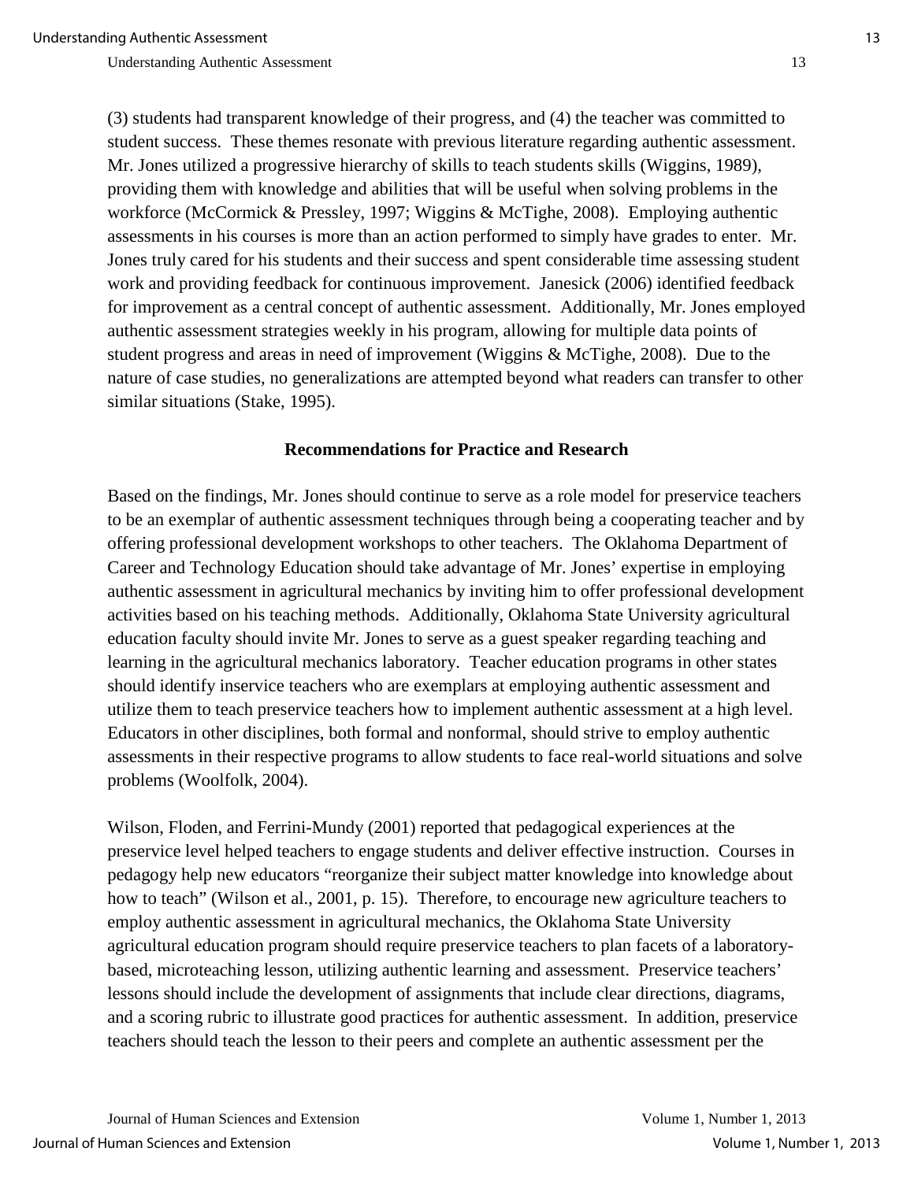(3) students had transparent knowledge of their progress, and (4) the teacher was committed to student success. These themes resonate with previous literature regarding authentic assessment. Mr. Jones utilized a progressive hierarchy of skills to teach students skills (Wiggins, 1989), providing them with knowledge and abilities that will be useful when solving problems in the workforce (McCormick & Pressley, 1997; Wiggins & McTighe, 2008). Employing authentic assessments in his courses is more than an action performed to simply have grades to enter. Mr. Jones truly cared for his students and their success and spent considerable time assessing student work and providing feedback for continuous improvement. Janesick (2006) identified feedback for improvement as a central concept of authentic assessment. Additionally, Mr. Jones employed authentic assessment strategies weekly in his program, allowing for multiple data points of student progress and areas in need of improvement (Wiggins & McTighe, 2008). Due to the nature of case studies, no generalizations are attempted beyond what readers can transfer to other similar situations (Stake, 1995).

## Recommendations for Practice and Research

Based on the findings, Mr. Jones should continue to serve as a role model for preservice teachers to be an exemplar of authentic assessment techniques through being a cooperating teacher and by offering professional development workshops to other teachers. The Oklahoma Department of Career and Technology Education should take advantage of Mr. Jones' expertise in employing authentic assessment in agricultural mechanics by inviting him to offer professional development activities based on his teaching methods. Additionally, Oklahoma State University agricultural education faculty should invite Mr. Jones to serve as a guest speaker regarding teaching and learning in the agricultural mechanics laboratory. Teacher education programs in other states should identify inservice teachers who are exemplars at employing authentic assessment and utilize them to teach preservice teachers how to implement authentic assessment at a high level. Educators in other disciplines, both formal and nonformal, should strive to employ authentic assessments in their respective programs to allow students to face real-world situations and solve problems (Woolfolk, 2004).

Wilson, Floden, and Ferrini-Mundy (2001) reported that pedagogical experiences at the preservice level helped teachers to engage students and deliver effective instruction. Courses in pedagogy help new educators "reorganize their subject matter knowledge into knowledge about how to teach" (Wilson et al., 2001, p. 15). Therefore, to encourage new agriculture teachers to employ authentic assessment in agricultural mechanics, the Oklahoma State University agricultural education program should require preservice teachers to plan facets of a laboratory-based, microteaching lesson, utilizing authentic learning and assessment. Preservice teachers' lessons should include the development of assignments that include clear directions, diagrams, and a scoring rubric to illustrate good practices for authentic assessment. In addition, preservice teachers should teach the lesson to their peers and complete an authentic assessment per the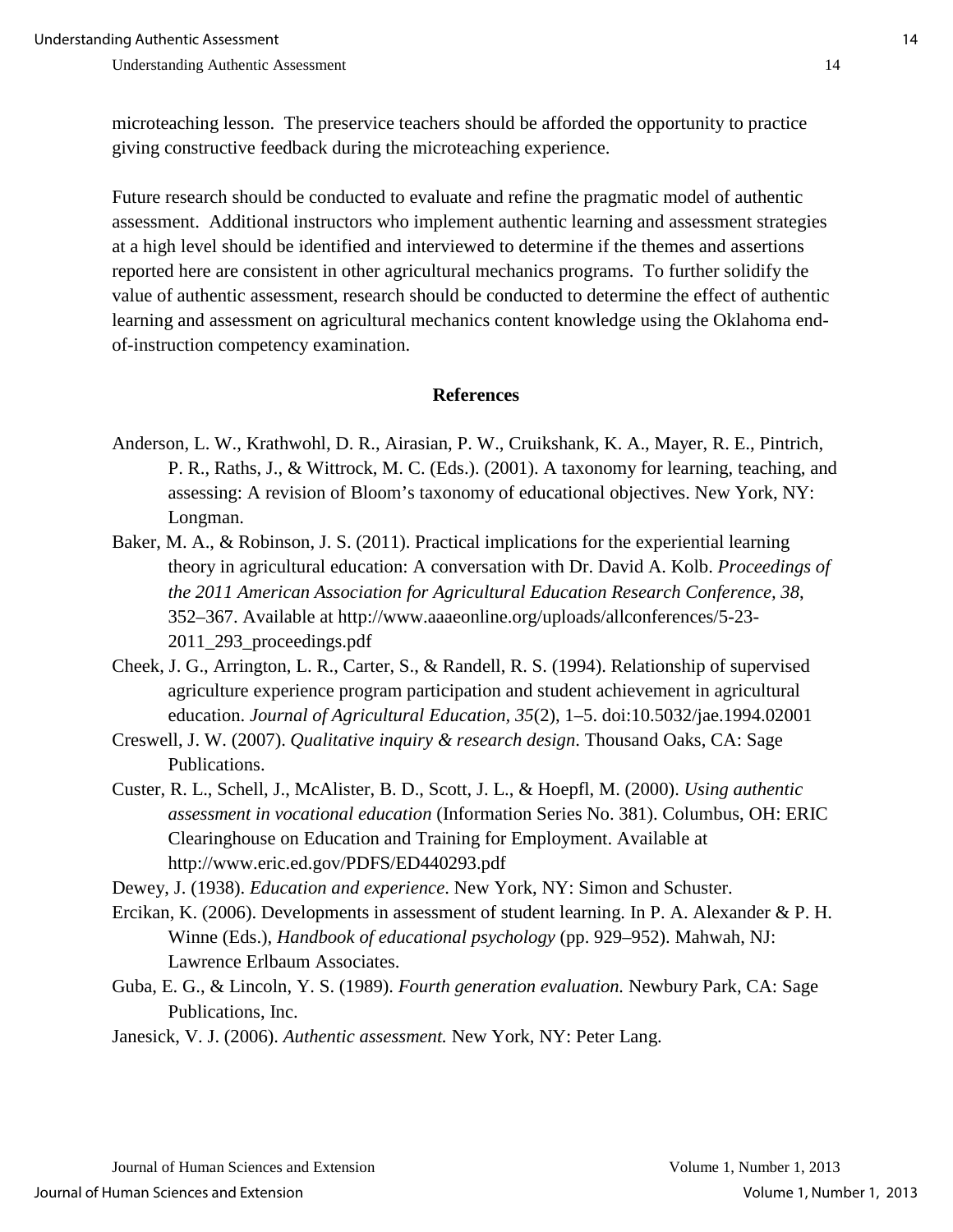microteaching lesson. The preservice teachers should be afforded the opportunity to practice giving constructive feedback during the microteaching experience.

Future research should be conducted to evaluate and refine the pragmatic model of authentic assessment. Additional instructors who implement authentic learning and assessment strategies at a high level should be identified and interviewed to determine if the themes and assertions reported here are consistent in other agricultural mechanics programs. To further solidify the value of authentic assessment, research should be conducted to determine the effect of authentic learning and assessment on agricultural mechanics content knowledge using the Oklahoma end-of-instruction competency examination.

## References

Anderson, L. W., Krathwohl, D. R., Airasian, P. W., Cruikshank, K. A., Mayer, R. E., Pintrich, P. R., Raths, J., & Wittrock, M. C. (Eds.). (2001). A taxonomy for learning, teaching, and assessing: A revision of Bloom's taxonomy of educational objectives. New York, NY: Longman.

Baker, M. A., & Robinson, J. S. (2011). Practical implications for the experiential learning theory in agricultural education: A conversation with Dr. David A. Kolb. *Proceedings of the 2011 American Association for Agricultural Education Research Conference, 38,* 352–367. Available at http://www.aaaeonline.org/uploads/allconferences/5-23-2011_293_proceedings.pdf

Cheek, J. G., Arrington, L. R., Carter, S., & Randell, R. S. (1994). Relationship of supervised agriculture experience program participation and student achievement in agricultural education. *Journal of Agricultural Education*, *35*(2), 1–5. doi:10.5032/jae.1994.02001

Creswell, J. W. (2007). *Qualitative inquiry & research design*. Thousand Oaks, CA: Sage Publications.

Custer, R. L., Schell, J., McAlister, B. D., Scott, J. L., & Hoepfl, M. (2000). *Using authentic assessment in vocational education* (Information Series No. 381). Columbus, OH: ERIC Clearinghouse on Education and Training for Employment. Available at http://www.eric.ed.gov/PDFS/ED440293.pdf

Dewey, J. (1938). *Education and experience*. New York, NY: Simon and Schuster.

Ercikan, K. (2006). Developments in assessment of student learning. In P. A. Alexander & P. H. Winne (Eds.), *Handbook of educational psychology* (pp. 929–952). Mahwah, NJ: Lawrence Erlbaum Associates.

Guba, E. G., & Lincoln, Y. S. (1989). *Fourth generation evaluation.* Newbury Park, CA: Sage Publications, Inc.

Janesick, V. J. (2006). *Authentic assessment.* New York, NY: Peter Lang.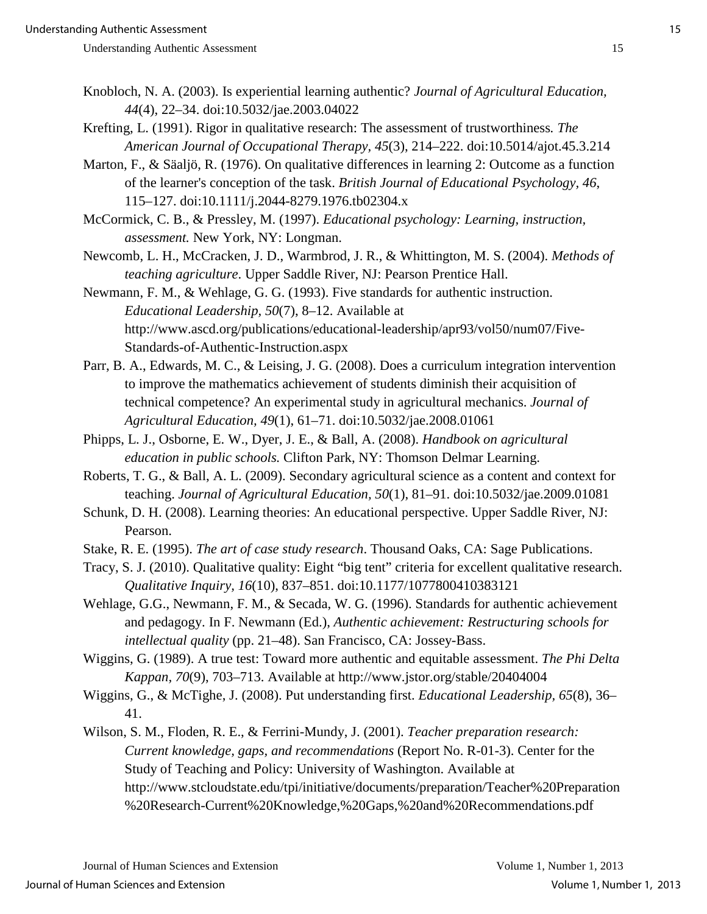Knobloch, N. A. (2003). Is experiential learning authentic? *Journal of Agricultural Education, 44*(4), 22–34. doi:10.5032/jae.2003.04022

Krefting, L. (1991). Rigor in qualitative research: The assessment of trustworthiness. *The American Journal of Occupational Therapy, 45*(3), 214–222. doi:10.5014/ajot.45.3.214

Marton, F., & Säaljö, R. (1976). On qualitative differences in learning 2: Outcome as a function of the learner's conception of the task. *British Journal of Educational Psychology, 46*, 115–127. doi:10.1111/j.2044-8279.1976.tb02304.x

McCormick, C. B., & Pressley, M. (1997). *Educational psychology: Learning, instruction, assessment.* New York, NY: Longman.

Newcomb, L. H., McCracken, J. D., Warmbrod, J. R., & Whittington, M. S. (2004). *Methods of teaching agriculture*. Upper Saddle River, NJ: Pearson Prentice Hall.

Newmann, F. M., & Wehlage, G. G. (1993). Five standards for authentic instruction. *Educational Leadership, 50*(7), 8–12. Available at http://www.ascd.org/publications/educational-leadership/apr93/vol50/num07/Five-Standards-of-Authentic-Instruction.aspx

Parr, B. A., Edwards, M. C., & Leising, J. G. (2008). Does a curriculum integration intervention to improve the mathematics achievement of students diminish their acquisition of technical competence? An experimental study in agricultural mechanics. *Journal of Agricultural Education, 49*(1), 61–71. doi:10.5032/jae.2008.01061

Phipps, L. J., Osborne, E. W., Dyer, J. E., & Ball, A. (2008). *Handbook on agricultural education in public schools.* Clifton Park, NY: Thomson Delmar Learning.

Roberts, T. G., & Ball, A. L. (2009). Secondary agricultural science as a content and context for teaching. *Journal of Agricultural Education, 50*(1), 81–91. doi:10.5032/jae.2009.01081

Schunk, D. H. (2008). Learning theories: An educational perspective. Upper Saddle River, NJ: Pearson.

Stake, R. E. (1995). *The art of case study research*. Thousand Oaks, CA: Sage Publications.

Tracy, S. J. (2010). Qualitative quality: Eight "big tent" criteria for excellent qualitative research. *Qualitative Inquiry, 16*(10), 837–851. doi:10.1177/1077800410383121

Wehlage, G.G., Newmann, F. M., & Secada, W. G. (1996). Standards for authentic achievement and pedagogy. In F. Newmann (Ed.), *Authentic achievement: Restructuring schools for intellectual quality* (pp. 21–48). San Francisco, CA: Jossey-Bass.

Wiggins, G. (1989). A true test: Toward more authentic and equitable assessment. *The Phi Delta Kappan, 70*(9), 703–713. Available at http://www.jstor.org/stable/20404004

Wiggins, G., & McTighe, J. (2008). Put understanding first. *Educational Leadership, 65*(8), 36–41.

Wilson, S. M., Floden, R. E., & Ferrini-Mundy, J. (2001). *Teacher preparation research: Current knowledge, gaps, and recommendations* (Report No. R-01-3). Center for the Study of Teaching and Policy: University of Washington. Available at http://www.stcloudstate.edu/tpi/initiative/documents/preparation/Teacher%20Preparation%20Research-Current%20Knowledge,%20Gaps,%20and%20Recommendations.pdf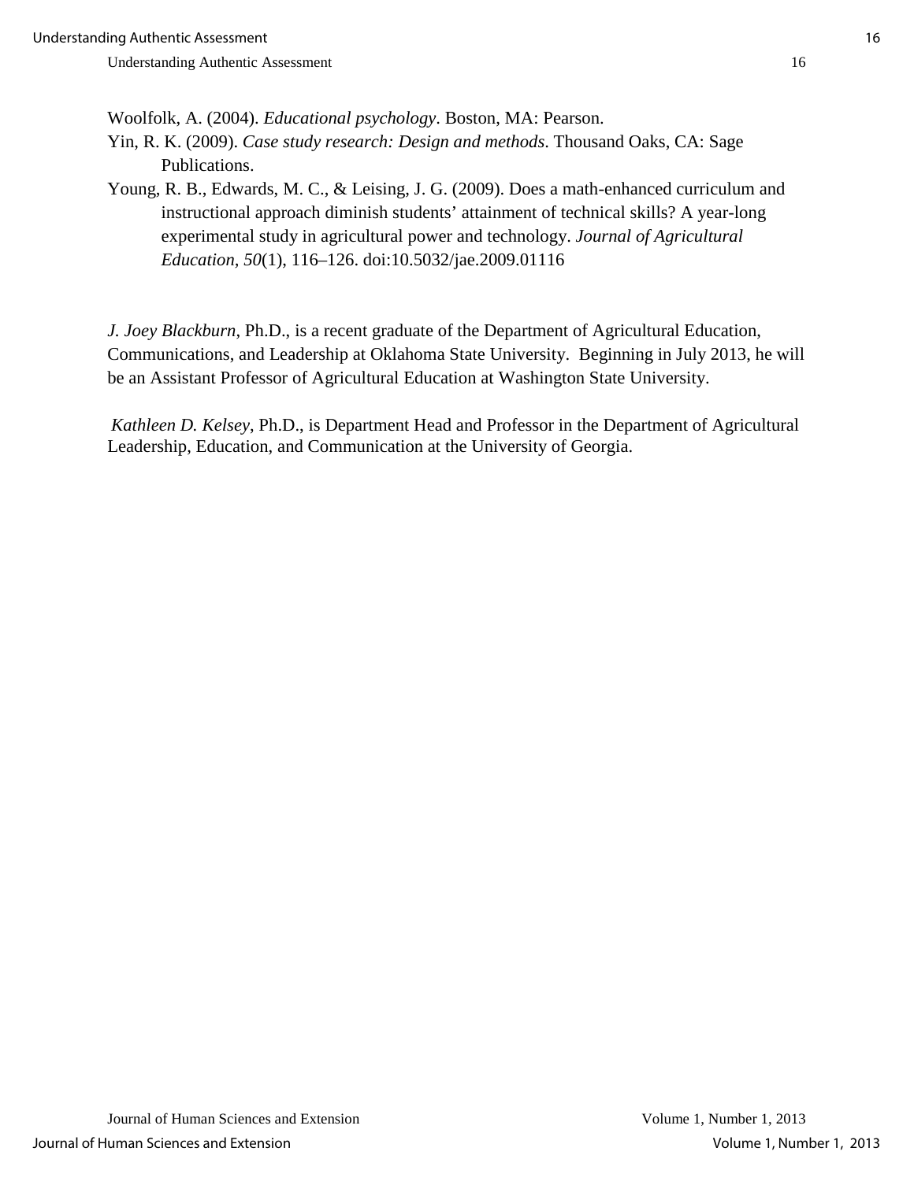Woolfolk, A. (2004). *Educational psychology*. Boston, MA: Pearson.

Yin, R. K. (2009). *Case study research: Design and methods*. Thousand Oaks, CA: Sage Publications.

Young, R. B., Edwards, M. C., & Leising, J. G. (2009). Does a math-enhanced curriculum and instructional approach diminish students' attainment of technical skills? A year-long experimental study in agricultural power and technology. *Journal of Agricultural Education, 50*(1), 116–126. doi:10.5032/jae.2009.01116

*J. Joey Blackburn*, Ph.D., is a recent graduate of the Department of Agricultural Education, Communications, and Leadership at Oklahoma State University. Beginning in July 2013, he will be an Assistant Professor of Agricultural Education at Washington State University.

*Kathleen D. Kelsey*, Ph.D., is Department Head and Professor in the Department of Agricultural Leadership, Education, and Communication at the University of Georgia.